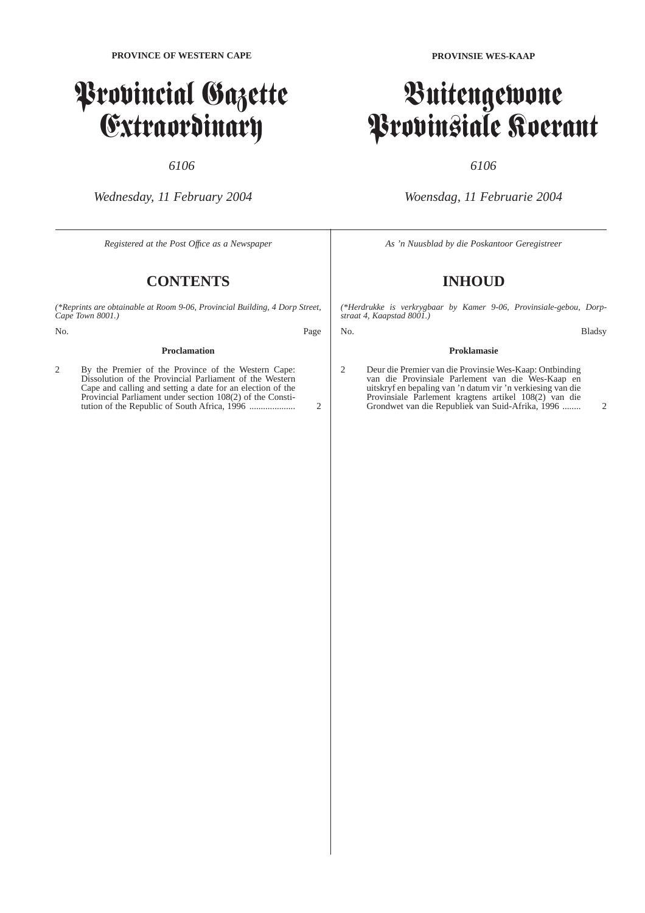**PROVINCE OF WESTERN CAPE**

# Provincial Gazette Extraordinary

*6106*

*Wednesday, 11 February 2004*

*Registered at the Post Office as a Newspaper*

## CONTENTS

*(\*Reprints are obtainable at Room 9-06, Provincial Building, 4 Dorp Street, Cape Town 8001.)*

| No. | | Page |
|---|---|---|
| | **Proclamation** | |
| 2 | By the Premier of the Province of the Western Cape: Dissolution of the Provincial Parliament of the Western Cape and calling and setting a date for an election of the Provincial Parliament under section 108(2) of the Constitution of the Republic of South Africa, 1996 .................... | 2 |

**PROVINSIE WES-KAAP**

# Buitengewone Provinsiale Koerant

*6106*

*Woensdag, 11 Februarie 2004*

*As 'n Nuusblad by die Poskantoor Geregistreer*

## INHOUD

*(\*Herdrukke is verkrygbaar by Kamer 9-06, Provinsiale-gebou, Dorpstraat 4, Kaapstad 8001.)*

| No. | | Bladsy |
|---|---|---|
| | **Proklamasie** | |
| 2 | Deur die Premier van die Provinsie Wes-Kaap: Ontbinding van die Provinsiale Parlement van die Wes-Kaap en uitskryf en bepaling van 'n datum vir 'n verkiesing van die Provinsiale Parlement kragtens artikel 108(2) van die Grondwet van die Republiek van Suid-Afrika, 1996 ........ | 2 |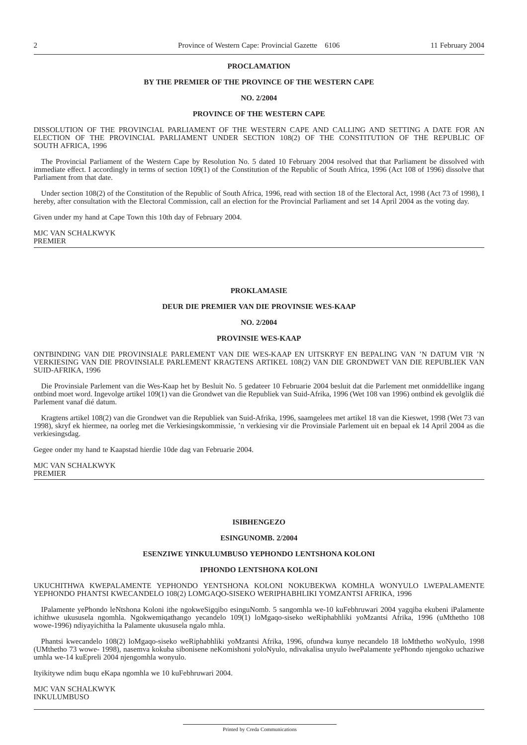**PROCLAMATION**

**BY THE PREMIER OF THE PROVINCE OF THE WESTERN CAPE**

**NO. 2/2004**

**PROVINCE OF THE WESTERN CAPE**

DISSOLUTION OF THE PROVINCIAL PARLIAMENT OF THE WESTERN CAPE AND CALLING AND SETTING A DATE FOR AN ELECTION OF THE PROVINCIAL PARLIAMENT UNDER SECTION 108(2) OF THE CONSTITUTION OF THE REPUBLIC OF SOUTH AFRICA, 1996

The Provincial Parliament of the Western Cape by Resolution No. 5 dated 10 February 2004 resolved that that Parliament be dissolved with immediate effect. I accordingly in terms of section 109(1) of the Constitution of the Republic of South Africa, 1996 (Act 108 of 1996) dissolve that Parliament from that date.

Under section 108(2) of the Constitution of the Republic of South Africa, 1996, read with section 18 of the Electoral Act, 1998 (Act 73 of 1998), I hereby, after consultation with the Electoral Commission, call an election for the Provincial Parliament and set 14 April 2004 as the voting day.

Given under my hand at Cape Town this 10th day of February 2004.

MJC VAN SCHALKWYK
PREMIER

---

**PROKLAMASIE**

**DEUR DIE PREMIER VAN DIE PROVINSIE WES-KAAP**

**NO. 2/2004**

**PROVINSIE WES-KAAP**

ONTBINDING VAN DIE PROVINSIALE PARLEMENT VAN DIE WES-KAAP EN UITSKRYF EN BEPALING VAN 'N DATUM VIR 'N VERKIESING VAN DIE PROVINSIALE PARLEMENT KRAGTENS ARTIKEL 108(2) VAN DIE GRONDWET VAN DIE REPUBLIEK VAN SUID-AFRIKA, 1996

Die Provinsiale Parlement van die Wes-Kaap het by Besluit No. 5 gedateer 10 Februarie 2004 besluit dat die Parlement met onmiddellike ingang ontbind moet word. Ingevolge artikel 109(1) van die Grondwet van die Republiek van Suid-Afrika, 1996 (Wet 108 van 1996) ontbind ek gevolglik dié Parlement vanaf dié datum.

Kragtens artikel 108(2) van die Grondwet van die Republiek van Suid-Afrika, 1996, saamgelees met artikel 18 van die Kieswet, 1998 (Wet 73 van 1998), skryf ek hiermee, na oorleg met die Verkiesingskommissie, 'n verkiesing vir die Provinsiale Parlement uit en bepaal ek 14 April 2004 as die verkiesingsdag.

Gegee onder my hand te Kaapstad hierdie 10de dag van Februarie 2004.

MJC VAN SCHALKWYK
PREMIER

---

**ISIBHENGEZO**

**ESINGUNOMB. 2/2004**

**ESENZIWE YINKULUMBUSO YEPHONDO LENTSHONA KOLONI**

**IPHONDO LENTSHONA KOLONI**

UKUCHITHWA KWEPALAMENTE YEPHONDO YENTSHONA KOLONI NOKUBEKWA KOMHLA WONYULO LWEPALAMENTE YEPHONDO PHANTSI KWECANDELO 108(2) LOMGAQO-SISEKO WERIPHABHLIKI YOMZANTSI AFRIKA, 1996

IPalamente yePhondo leNtshona Koloni ithe ngokweSigqibo esinguNomb. 5 sangomhla we-10 kuFebhruwari 2004 yagqiba ekubeni iPalamente ichithwe ukususela ngomhla. Ngokwemiqathango yecandelo 109(1) loMgaqo-siseko weRiphabhliki yoMzantsi Afrika, 1996 (uMthetho 108 wowe-1996) ndiyayichitha la Palamente ukususela ngalo mhla.

Phantsi kwecandelo 108(2) loMgaqo-siseko weRiphabhliki yoMzantsi Afrika, 1996, ofundwa kunye necandelo 18 loMthetho woNyulo, 1998 (UMthetho 73 wowe- 1998), nasemva kokuba sibonisene neKomishoni yoloNyulo, ndivakalisa unyulo lwePalamente yePhondo njengoko uchaziwe umhla we-14 kuEpreli 2004 njengomhla wonyulo.

Ityikitywe ndim buqu eKapa ngomhla we 10 kuFebhruwari 2004.

MJC VAN SCHALKWYK
INKULUMBUSO

---

Printed by Creda Communications